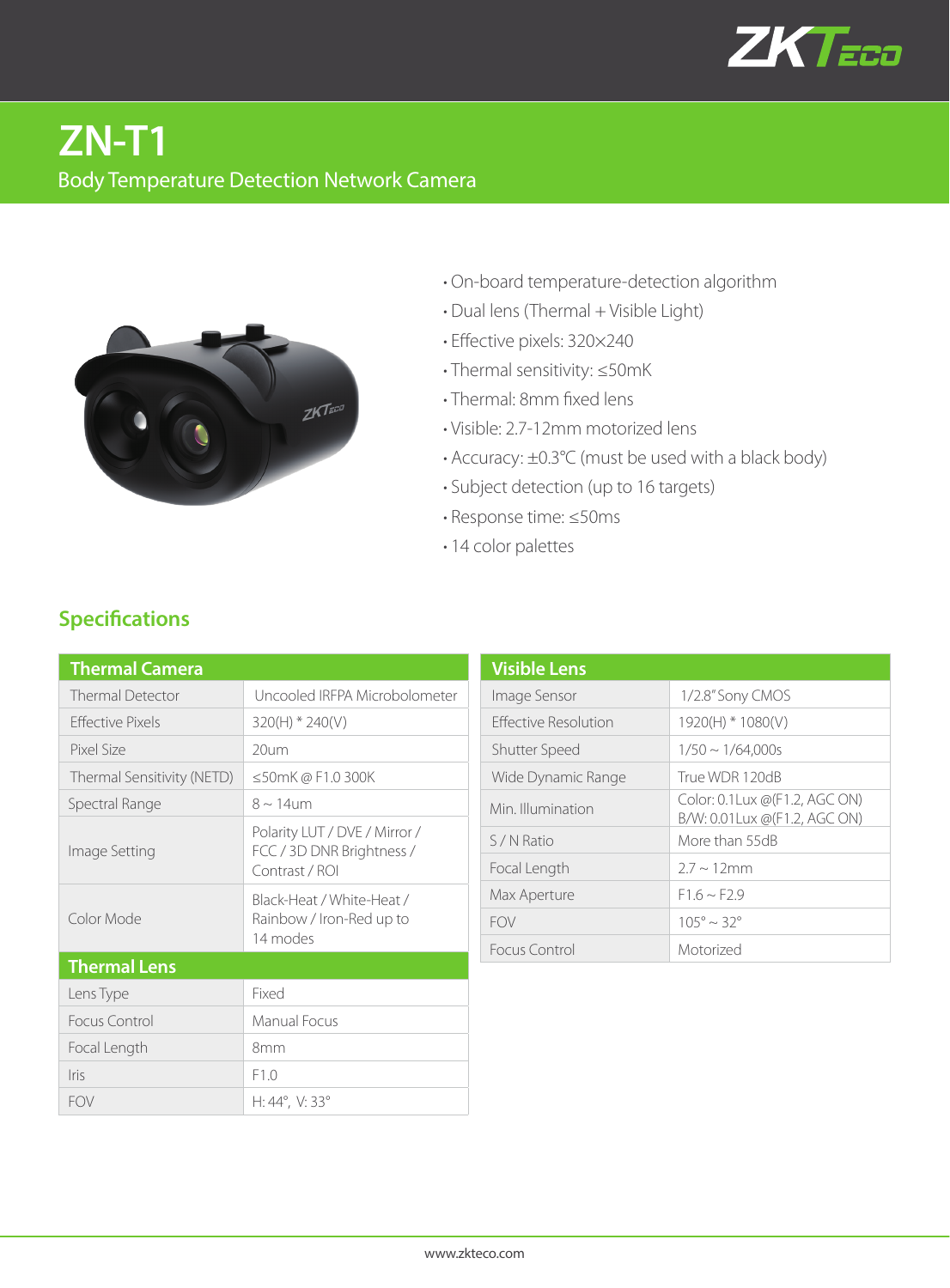# ZN-T1

## Body Temperature Detection Network Camera

- On-board temperature-detection algorithm
- Dual lens (Thermal + Visible Light)
- Effective pixels: 320×240
- Thermal sensitivity: ≤50mK
- Thermal: 8mm fixed lens
- Visible: 2.7-12mm motorized lens
- Accuracy: ±0.3℃ (must be used with a black body)
- Subject detection (up to 16 targets)
- Response time: ≤50ms
- 14 color palettes

## Specifications

| Thermal Camera | |
|---|---|
| Thermal Detector | Uncooled IRFPA Microbolometer |
| Effective Pixels | 320(H) * 240(V) |
| Pixel Size | 20um |
| Thermal Sensitivity (NETD) | ≤50mK @ F1.0 300K |
| Spectral Range | 8 ~ 14um |
| Image Setting | Polarity LUT / DVE / Mirror / FCC / 3D DNR Brightness / Contrast / ROI |
| Color Mode | Black-Heat / White-Heat / Rainbow / Iron-Red up to 14 modes |
| **Thermal Lens** | |
| Lens Type | Fixed |
| Focus Control | Manual Focus |
| Focal Length | 8mm |
| Iris | F1.0 |
| FOV | H: 44°, V: 33° |

| Visible Lens | |
|---|---|
| Image Sensor | 1/2.8" Sony CMOS |
| Effective Resolution | 1920(H) * 1080(V) |
| Shutter Speed | 1/50 ~ 1/64,000s |
| Wide Dynamic Range | True WDR 120dB |
| Min. Illumination | Color: 0.1Lux @(F1.2, AGC ON) B/W: 0.01Lux @(F1.2, AGC ON) |
| S / N Ratio | More than 55dB |
| Focal Length | 2.7 ~ 12mm |
| Max Aperture | F1.6 ~ F2.9 |
| FOV | 105° ~ 32° |
| Focus Control | Motorized |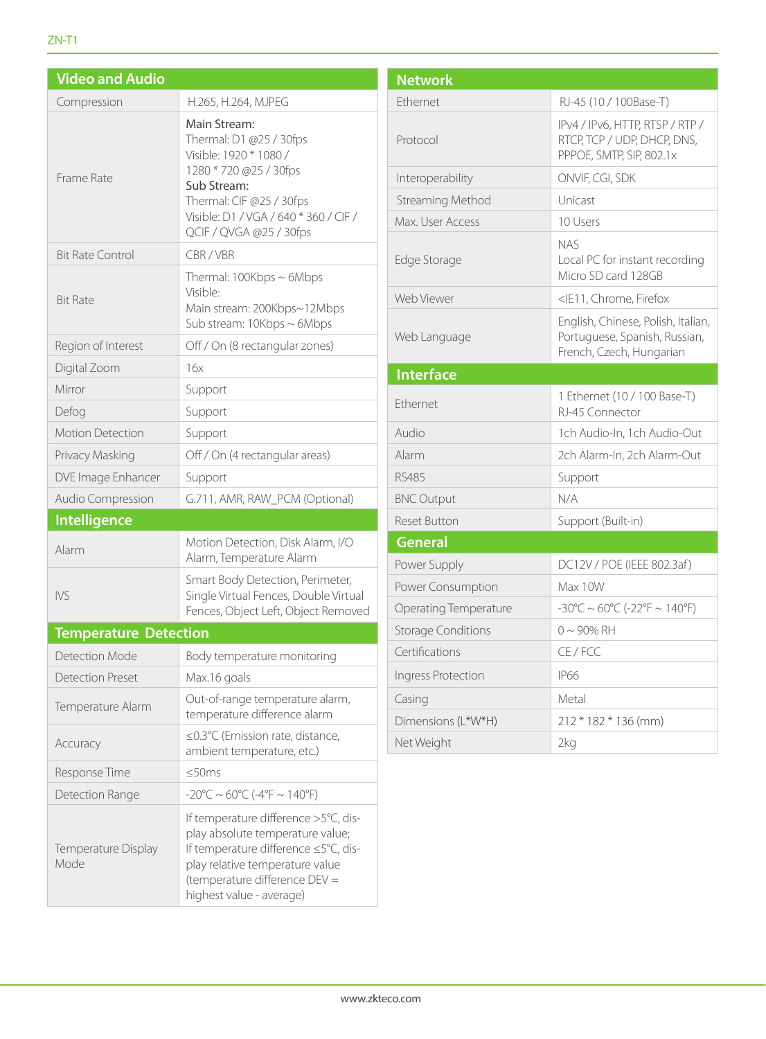## Video and Audio

| Video and Audio | |
|---|---|
| Compression | H.265, H.264, MJPEG |
| Frame Rate | **Main Stream:**<br>Thermal: D1 @25 / 30fps<br>Visible: 1920 * 1080 / 1280 * 720 @25 / 30fps<br>**Sub Stream:**<br>Thermal: CIF @25 / 30fps<br>Visible: D1 / VGA / 640 * 360 / CIF / QCIF / QVGA @25 / 30fps |
| Bit Rate Control | CBR / VBR |
| Bit Rate | Thermal: 100Kbps ~ 6Mbps<br>Visible:<br>Main stream: 200Kbps~12Mbps<br>Sub stream: 10Kbps ~ 6Mbps |
| Region of Interest | Off / On (8 rectangular zones) |
| Digital Zoom | 16x |
| Mirror | Support |
| Defog | Support |
| Motion Detection | Support |
| Privacy Masking | Off / On (4 rectangular areas) |
| DVE Image Enhancer | Support |
| Audio Compression | G.711, AMR, RAW_PCM (Optional) |

## Intelligence

| Intelligence | |
|---|---|
| Alarm | Motion Detection, Disk Alarm, I/O Alarm, Temperature Alarm |
| IVS | Smart Body Detection, Perimeter, Single Virtual Fences, Double Virtual Fences, Object Left, Object Removed |

## Temperature Detection

| Temperature Detection | |
|---|---|
| Detection Mode | Body temperature monitoring |
| Detection Preset | Max.16 goals |
| Temperature Alarm | Out-of-range temperature alarm, temperature difference alarm |
| Accuracy | ≤0.3°C (Emission rate, distance, ambient temperature, etc.) |
| Response Time | ≤50ms |
| Detection Range | -20°C ~ 60°C (-4°F ~ 140°F) |
| Temperature Display Mode | If temperature difference >5°C, display absolute temperature value;<br>If temperature difference ≤5°C, display relative temperature value (temperature difference DEV = highest value - average) |

## Network

| Network | |
|---|---|
| Ethernet | RJ-45 (10 / 100Base-T) |
| Protocol | IPv4 / IPv6, HTTP, RTSP / RTP / RTCP, TCP / UDP, DHCP, DNS, PPPOE, SMTP, SIP, 802.1x |
| Interoperability | ONVIF, CGI, SDK |
| Streaming Method | Unicast |
| Max. User Access | 10 Users |
| Edge Storage | NAS<br>Local PC for instant recording<br>Micro SD card 128GB |
| Web Viewer | <IE11, Chrome, Firefox |
| Web Language | English, Chinese, Polish, Italian, Portuguese, Spanish, Russian, French, Czech, Hungarian |

## Interface

| Interface | |
|---|---|
| Ethernet | 1 Ethernet (10 / 100 Base-T)<br>RJ-45 Connector |
| Audio | 1ch Audio-In, 1ch Audio-Out |
| Alarm | 2ch Alarm-In, 2ch Alarm-Out |
| RS485 | Support |
| BNC Output | N/A |
| Reset Button | Support (Built-in) |

## General

| General | |
|---|---|
| Power Supply | DC12V / POE (IEEE 802.3af) |
| Power Consumption | Max 10W |
| Operating Temperature | -30°C ~ 60°C (-22°F ~ 140°F) |
| Storage Conditions | 0 ~ 90% RH |
| Certifications | CE / FCC |
| Ingress Protection | IP66 |
| Casing | Metal |
| Dimensions (L*W*H) | 212 * 182 * 136 (mm) |
| Net Weight | 2kg |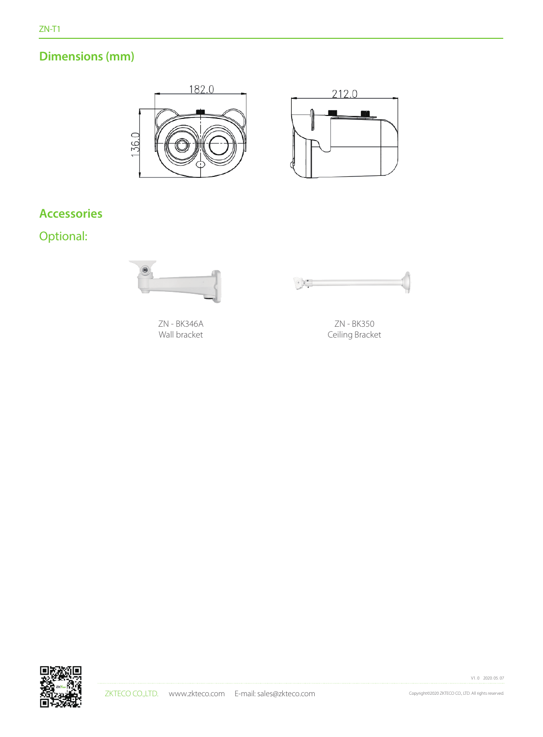## Dimensions (mm)

182.0

136.0

212.0

## Accessories

### Optional:

ZN - BK346A
Wall bracket

ZN - BK350
Ceiling Bracket